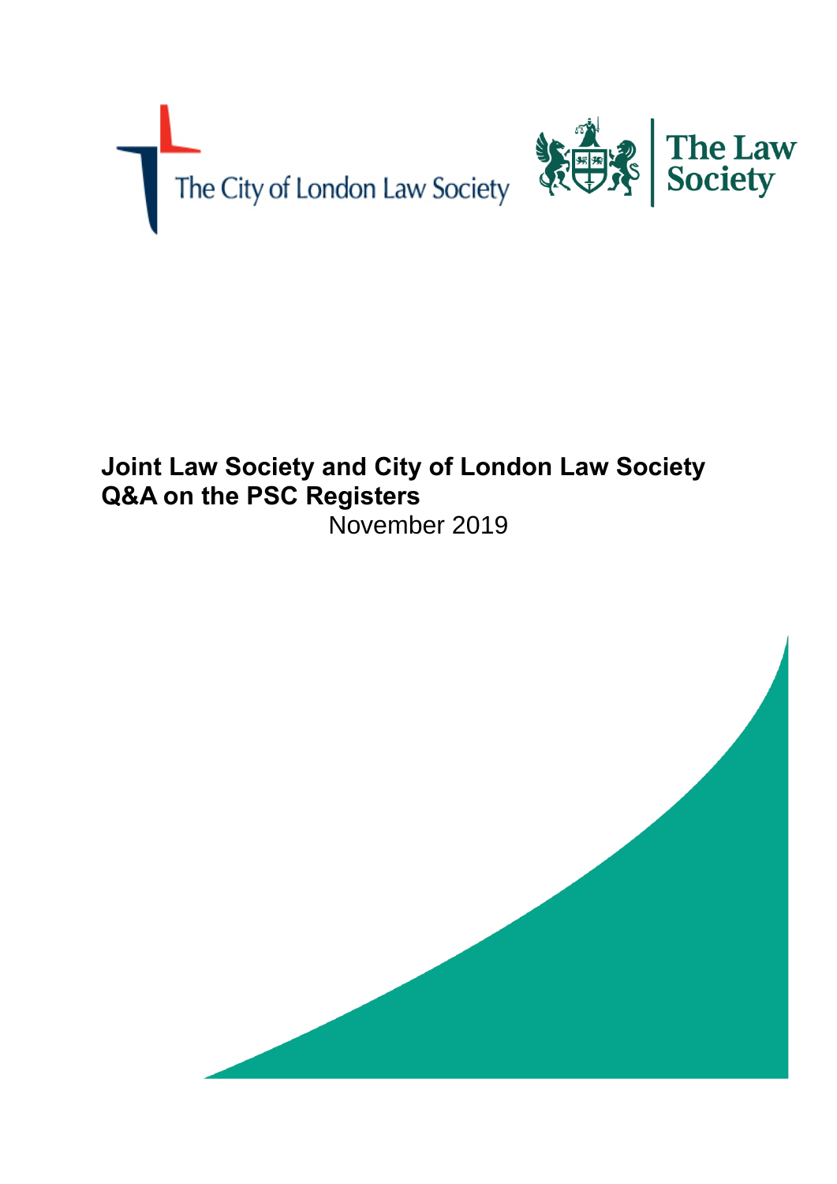The City of London Law Society

The Law Society

# Joint Law Society and City of London Law Society Q&A on the PSC Registers

November 2019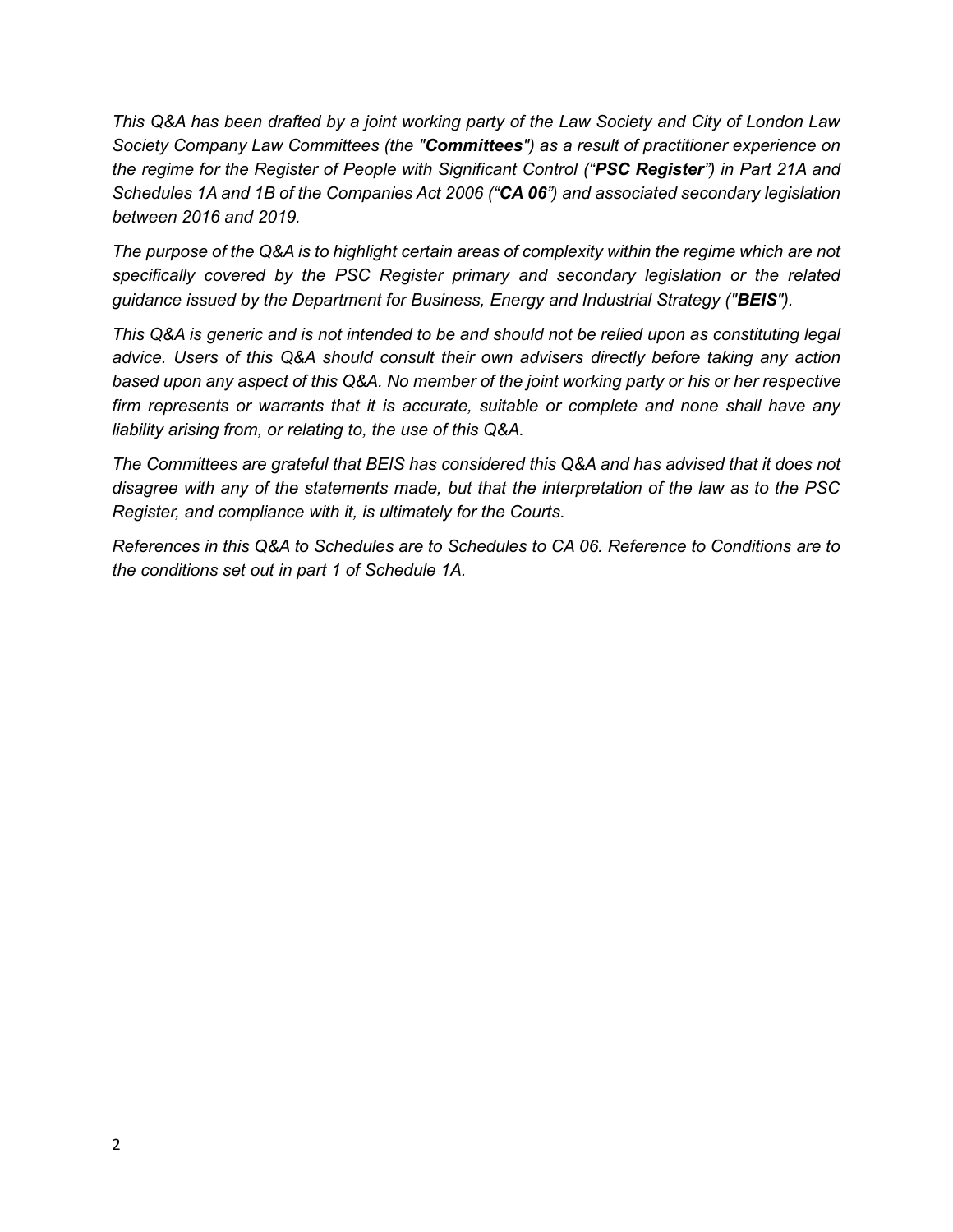*This Q&A has been drafted by a joint working party of the Law Society and City of London Law Society Company Law Committees (the "**Committees**") as a result of practitioner experience on the regime for the Register of People with Significant Control ("**PSC Register**") in Part 21A and Schedules 1A and 1B of the Companies Act 2006 ("**CA 06**") and associated secondary legislation between 2016 and 2019.*

*The purpose of the Q&A is to highlight certain areas of complexity within the regime which are not specifically covered by the PSC Register primary and secondary legislation or the related guidance issued by the Department for Business, Energy and Industrial Strategy ("**BEIS**").*

*This Q&A is generic and is not intended to be and should not be relied upon as constituting legal advice. Users of this Q&A should consult their own advisers directly before taking any action based upon any aspect of this Q&A. No member of the joint working party or his or her respective firm represents or warrants that it is accurate, suitable or complete and none shall have any liability arising from, or relating to, the use of this Q&A.*

*The Committees are grateful that BEIS has considered this Q&A and has advised that it does not disagree with any of the statements made, but that the interpretation of the law as to the PSC Register, and compliance with it, is ultimately for the Courts.*

*References in this Q&A to Schedules are to Schedules to CA 06. Reference to Conditions are to the conditions set out in part 1 of Schedule 1A.*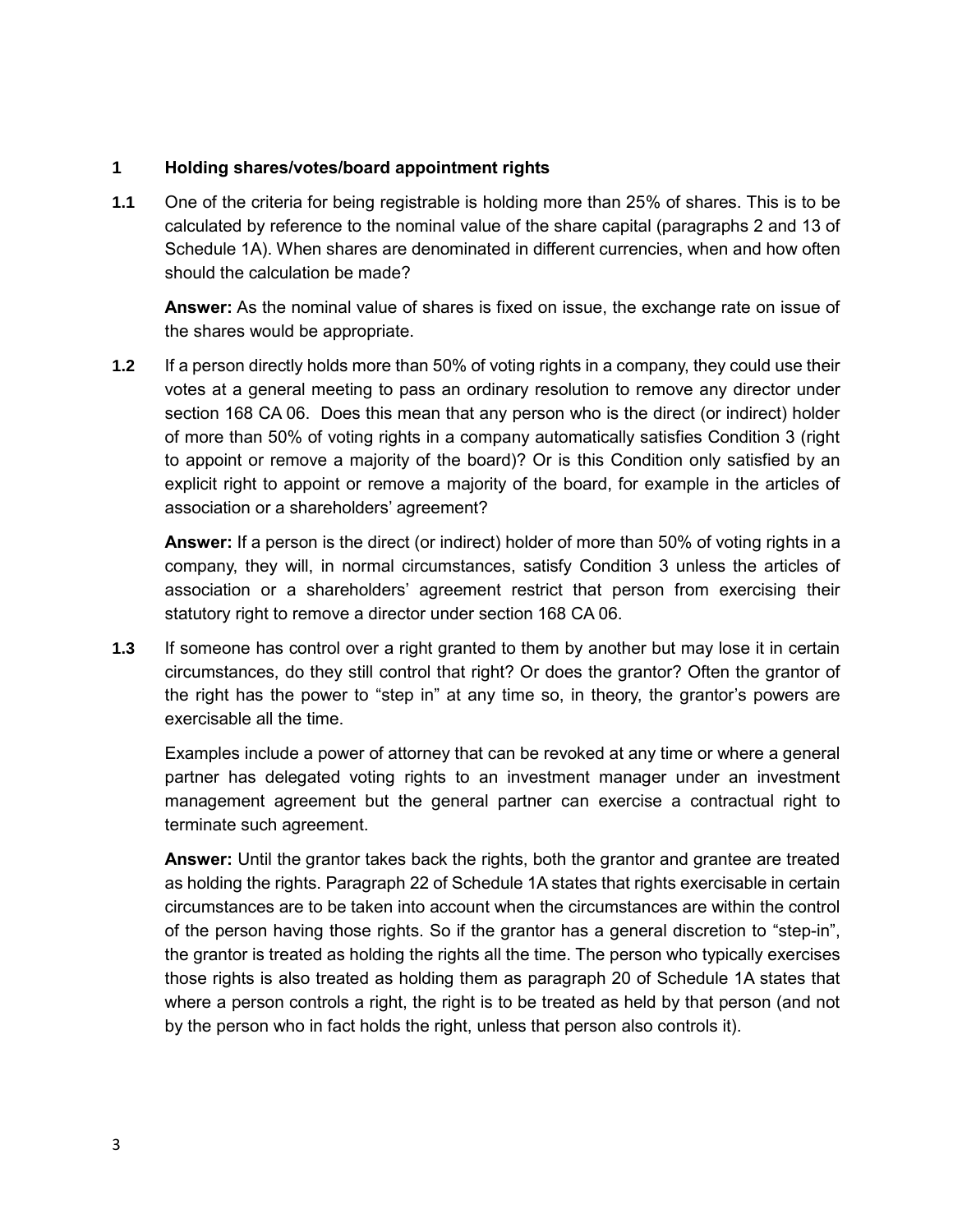## 1 Holding shares/votes/board appointment rights

**1.1** One of the criteria for being registrable is holding more than 25% of shares. This is to be calculated by reference to the nominal value of the share capital (paragraphs 2 and 13 of Schedule 1A). When shares are denominated in different currencies, when and how often should the calculation be made?

**Answer:** As the nominal value of shares is fixed on issue, the exchange rate on issue of the shares would be appropriate.

**1.2** If a person directly holds more than 50% of voting rights in a company, they could use their votes at a general meeting to pass an ordinary resolution to remove any director under section 168 CA 06. Does this mean that any person who is the direct (or indirect) holder of more than 50% of voting rights in a company automatically satisfies Condition 3 (right to appoint or remove a majority of the board)? Or is this Condition only satisfied by an explicit right to appoint or remove a majority of the board, for example in the articles of association or a shareholders' agreement?

**Answer:** If a person is the direct (or indirect) holder of more than 50% of voting rights in a company, they will, in normal circumstances, satisfy Condition 3 unless the articles of association or a shareholders' agreement restrict that person from exercising their statutory right to remove a director under section 168 CA 06.

**1.3** If someone has control over a right granted to them by another but may lose it in certain circumstances, do they still control that right? Or does the grantor? Often the grantor of the right has the power to "step in" at any time so, in theory, the grantor's powers are exercisable all the time.

Examples include a power of attorney that can be revoked at any time or where a general partner has delegated voting rights to an investment manager under an investment management agreement but the general partner can exercise a contractual right to terminate such agreement.

**Answer:** Until the grantor takes back the rights, both the grantor and grantee are treated as holding the rights. Paragraph 22 of Schedule 1A states that rights exercisable in certain circumstances are to be taken into account when the circumstances are within the control of the person having those rights. So if the grantor has a general discretion to "step-in", the grantor is treated as holding the rights all the time. The person who typically exercises those rights is also treated as holding them as paragraph 20 of Schedule 1A states that where a person controls a right, the right is to be treated as held by that person (and not by the person who in fact holds the right, unless that person also controls it).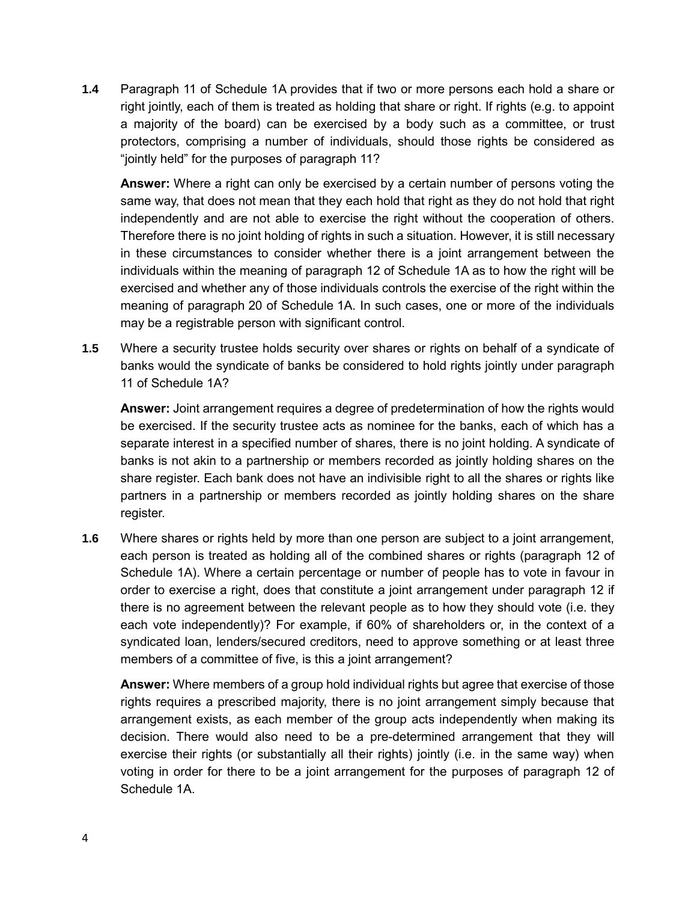**1.4** Paragraph 11 of Schedule 1A provides that if two or more persons each hold a share or right jointly, each of them is treated as holding that share or right. If rights (e.g. to appoint a majority of the board) can be exercised by a body such as a committee, or trust protectors, comprising a number of individuals, should those rights be considered as "jointly held" for the purposes of paragraph 11?

**Answer:** Where a right can only be exercised by a certain number of persons voting the same way, that does not mean that they each hold that right as they do not hold that right independently and are not able to exercise the right without the cooperation of others. Therefore there is no joint holding of rights in such a situation. However, it is still necessary in these circumstances to consider whether there is a joint arrangement between the individuals within the meaning of paragraph 12 of Schedule 1A as to how the right will be exercised and whether any of those individuals controls the exercise of the right within the meaning of paragraph 20 of Schedule 1A. In such cases, one or more of the individuals may be a registrable person with significant control.

**1.5** Where a security trustee holds security over shares or rights on behalf of a syndicate of banks would the syndicate of banks be considered to hold rights jointly under paragraph 11 of Schedule 1A?

**Answer:** Joint arrangement requires a degree of predetermination of how the rights would be exercised. If the security trustee acts as nominee for the banks, each of which has a separate interest in a specified number of shares, there is no joint holding. A syndicate of banks is not akin to a partnership or members recorded as jointly holding shares on the share register. Each bank does not have an indivisible right to all the shares or rights like partners in a partnership or members recorded as jointly holding shares on the share register.

**1.6** Where shares or rights held by more than one person are subject to a joint arrangement, each person is treated as holding all of the combined shares or rights (paragraph 12 of Schedule 1A). Where a certain percentage or number of people has to vote in favour in order to exercise a right, does that constitute a joint arrangement under paragraph 12 if there is no agreement between the relevant people as to how they should vote (i.e. they each vote independently)? For example, if 60% of shareholders or, in the context of a syndicated loan, lenders/secured creditors, need to approve something or at least three members of a committee of five, is this a joint arrangement?

**Answer:** Where members of a group hold individual rights but agree that exercise of those rights requires a prescribed majority, there is no joint arrangement simply because that arrangement exists, as each member of the group acts independently when making its decision. There would also need to be a pre-determined arrangement that they will exercise their rights (or substantially all their rights) jointly (i.e. in the same way) when voting in order for there to be a joint arrangement for the purposes of paragraph 12 of Schedule 1A.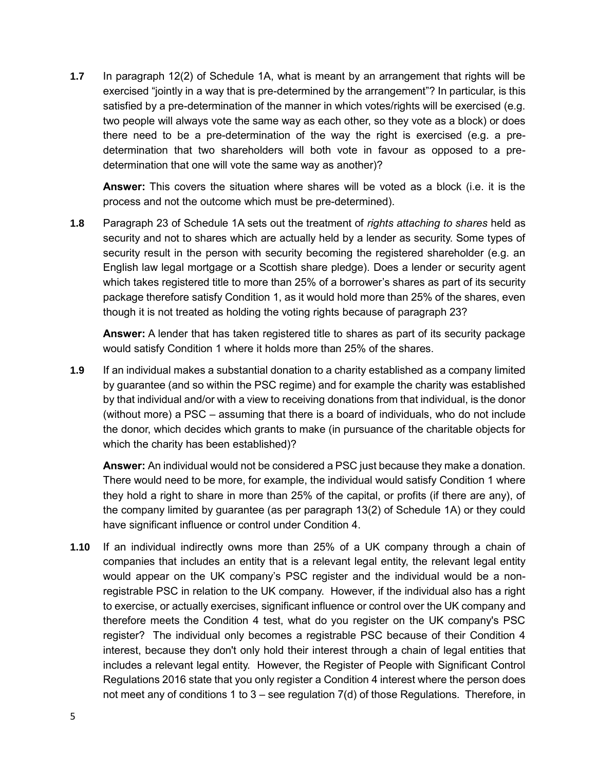**1.7** In paragraph 12(2) of Schedule 1A, what is meant by an arrangement that rights will be exercised "jointly in a way that is pre-determined by the arrangement"? In particular, is this satisfied by a pre-determination of the manner in which votes/rights will be exercised (e.g. two people will always vote the same way as each other, so they vote as a block) or does there need to be a pre-determination of the way the right is exercised (e.g. a pre-determination that two shareholders will both vote in favour as opposed to a pre-determination that one will vote the same way as another)?

**Answer:** This covers the situation where shares will be voted as a block (i.e. it is the process and not the outcome which must be pre-determined).

**1.8** Paragraph 23 of Schedule 1A sets out the treatment of *rights attaching to shares* held as security and not to shares which are actually held by a lender as security. Some types of security result in the person with security becoming the registered shareholder (e.g. an English law legal mortgage or a Scottish share pledge). Does a lender or security agent which takes registered title to more than 25% of a borrower's shares as part of its security package therefore satisfy Condition 1, as it would hold more than 25% of the shares, even though it is not treated as holding the voting rights because of paragraph 23?

**Answer:** A lender that has taken registered title to shares as part of its security package would satisfy Condition 1 where it holds more than 25% of the shares.

**1.9** If an individual makes a substantial donation to a charity established as a company limited by guarantee (and so within the PSC regime) and for example the charity was established by that individual and/or with a view to receiving donations from that individual, is the donor (without more) a PSC – assuming that there is a board of individuals, who do not include the donor, which decides which grants to make (in pursuance of the charitable objects for which the charity has been established)?

**Answer:** An individual would not be considered a PSC just because they make a donation. There would need to be more, for example, the individual would satisfy Condition 1 where they hold a right to share in more than 25% of the capital, or profits (if there are any), of the company limited by guarantee (as per paragraph 13(2) of Schedule 1A) or they could have significant influence or control under Condition 4.

**1.10** If an individual indirectly owns more than 25% of a UK company through a chain of companies that includes an entity that is a relevant legal entity, the relevant legal entity would appear on the UK company's PSC register and the individual would be a non-registrable PSC in relation to the UK company. However, if the individual also has a right to exercise, or actually exercises, significant influence or control over the UK company and therefore meets the Condition 4 test, what do you register on the UK company's PSC register? The individual only becomes a registrable PSC because of their Condition 4 interest, because they don't only hold their interest through a chain of legal entities that includes a relevant legal entity. However, the Register of People with Significant Control Regulations 2016 state that you only register a Condition 4 interest where the person does not meet any of conditions 1 to 3 – see regulation 7(d) of those Regulations. Therefore, in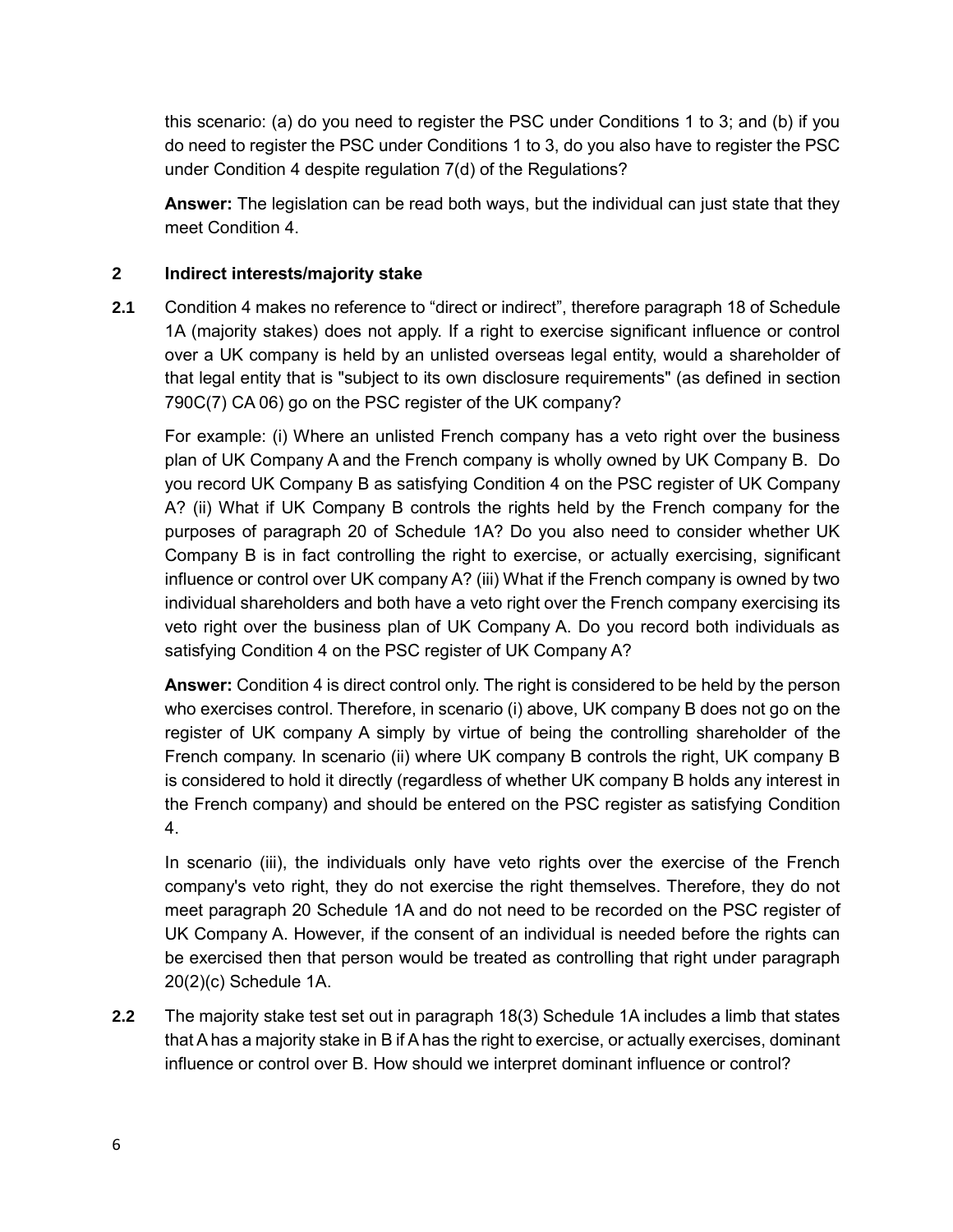this scenario: (a) do you need to register the PSC under Conditions 1 to 3; and (b) if you do need to register the PSC under Conditions 1 to 3, do you also have to register the PSC under Condition 4 despite regulation 7(d) of the Regulations?

**Answer:** The legislation can be read both ways, but the individual can just state that they meet Condition 4.

## 2 Indirect interests/majority stake

**2.1** Condition 4 makes no reference to "direct or indirect", therefore paragraph 18 of Schedule 1A (majority stakes) does not apply. If a right to exercise significant influence or control over a UK company is held by an unlisted overseas legal entity, would a shareholder of that legal entity that is "subject to its own disclosure requirements" (as defined in section 790C(7) CA 06) go on the PSC register of the UK company?

For example: (i) Where an unlisted French company has a veto right over the business plan of UK Company A and the French company is wholly owned by UK Company B. Do you record UK Company B as satisfying Condition 4 on the PSC register of UK Company A? (ii) What if UK Company B controls the rights held by the French company for the purposes of paragraph 20 of Schedule 1A? Do you also need to consider whether UK Company B is in fact controlling the right to exercise, or actually exercising, significant influence or control over UK company A? (iii) What if the French company is owned by two individual shareholders and both have a veto right over the French company exercising its veto right over the business plan of UK Company A. Do you record both individuals as satisfying Condition 4 on the PSC register of UK Company A?

**Answer:** Condition 4 is direct control only. The right is considered to be held by the person who exercises control. Therefore, in scenario (i) above, UK company B does not go on the register of UK company A simply by virtue of being the controlling shareholder of the French company. In scenario (ii) where UK company B controls the right, UK company B is considered to hold it directly (regardless of whether UK company B holds any interest in the French company) and should be entered on the PSC register as satisfying Condition 4.

In scenario (iii), the individuals only have veto rights over the exercise of the French company's veto right, they do not exercise the right themselves. Therefore, they do not meet paragraph 20 Schedule 1A and do not need to be recorded on the PSC register of UK Company A. However, if the consent of an individual is needed before the rights can be exercised then that person would be treated as controlling that right under paragraph 20(2)(c) Schedule 1A.

**2.2** The majority stake test set out in paragraph 18(3) Schedule 1A includes a limb that states that A has a majority stake in B if A has the right to exercise, or actually exercises, dominant influence or control over B. How should we interpret dominant influence or control?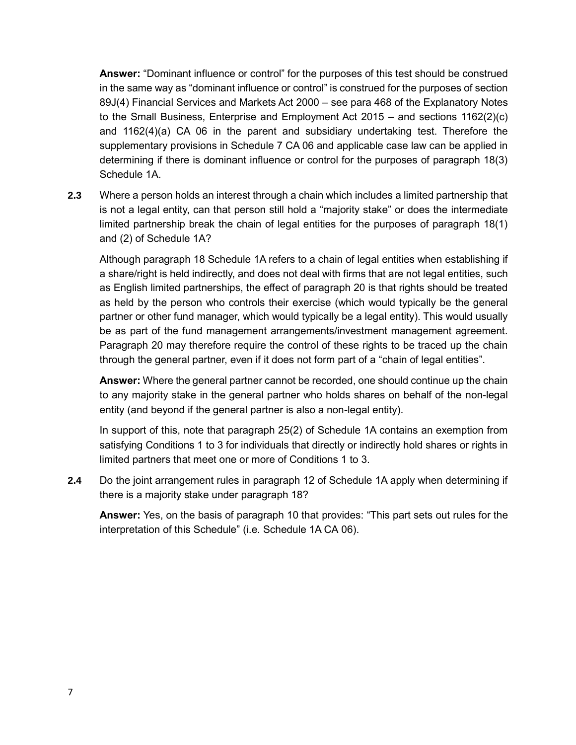**Answer:** "Dominant influence or control" for the purposes of this test should be construed in the same way as "dominant influence or control" is construed for the purposes of section 89J(4) Financial Services and Markets Act 2000 – see para 468 of the Explanatory Notes to the Small Business, Enterprise and Employment Act 2015 – and sections 1162(2)(c) and 1162(4)(a) CA 06 in the parent and subsidiary undertaking test. Therefore the supplementary provisions in Schedule 7 CA 06 and applicable case law can be applied in determining if there is dominant influence or control for the purposes of paragraph 18(3) Schedule 1A.

**2.3** Where a person holds an interest through a chain which includes a limited partnership that is not a legal entity, can that person still hold a "majority stake" or does the intermediate limited partnership break the chain of legal entities for the purposes of paragraph 18(1) and (2) of Schedule 1A?

Although paragraph 18 Schedule 1A refers to a chain of legal entities when establishing if a share/right is held indirectly, and does not deal with firms that are not legal entities, such as English limited partnerships, the effect of paragraph 20 is that rights should be treated as held by the person who controls their exercise (which would typically be the general partner or other fund manager, which would typically be a legal entity). This would usually be as part of the fund management arrangements/investment management agreement. Paragraph 20 may therefore require the control of these rights to be traced up the chain through the general partner, even if it does not form part of a "chain of legal entities".

**Answer:** Where the general partner cannot be recorded, one should continue up the chain to any majority stake in the general partner who holds shares on behalf of the non-legal entity (and beyond if the general partner is also a non-legal entity).

In support of this, note that paragraph 25(2) of Schedule 1A contains an exemption from satisfying Conditions 1 to 3 for individuals that directly or indirectly hold shares or rights in limited partners that meet one or more of Conditions 1 to 3.

**2.4** Do the joint arrangement rules in paragraph 12 of Schedule 1A apply when determining if there is a majority stake under paragraph 18?

**Answer:** Yes, on the basis of paragraph 10 that provides: "This part sets out rules for the interpretation of this Schedule" (i.e. Schedule 1A CA 06).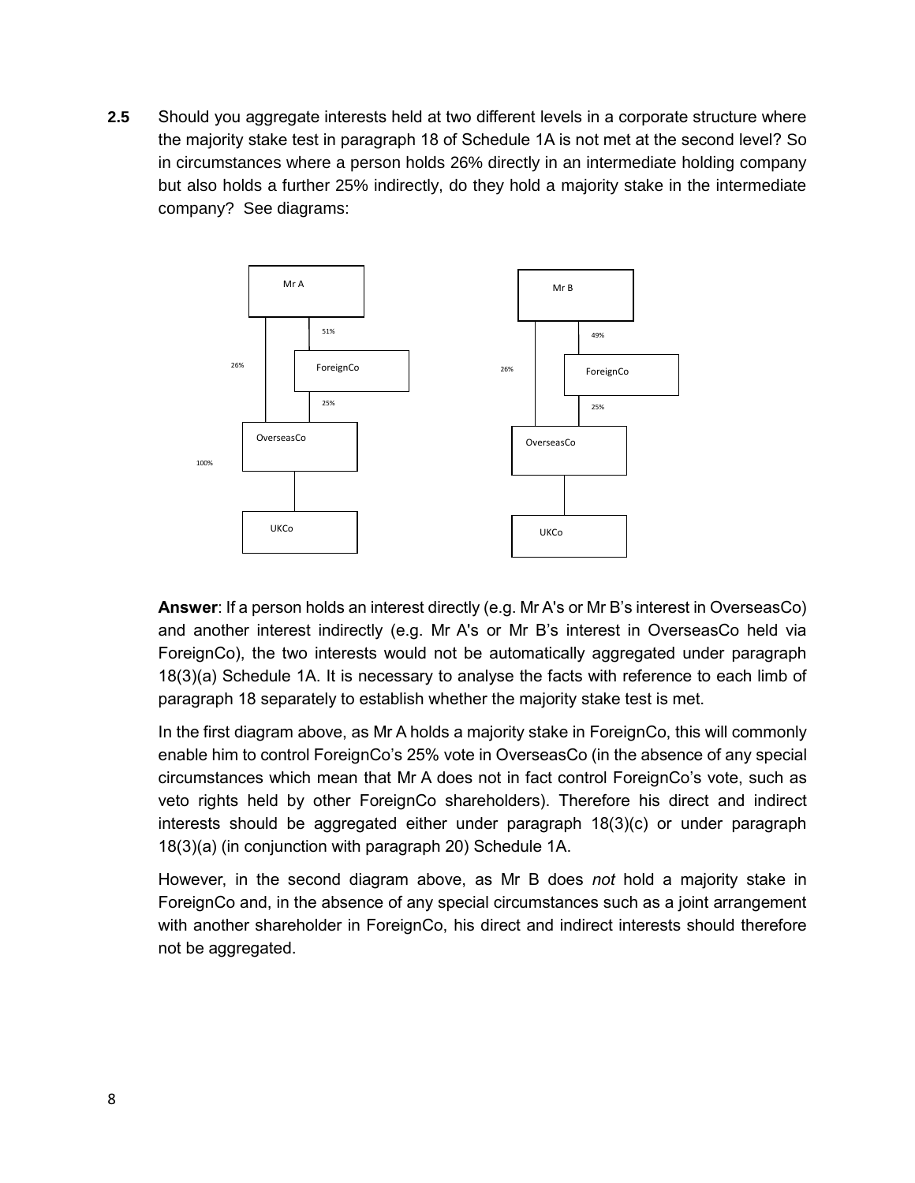**2.5** Should you aggregate interests held at two different levels in a corporate structure where the majority stake test in paragraph 18 of Schedule 1A is not met at the second level? So in circumstances where a person holds 26% directly in an intermediate holding company but also holds a further 25% indirectly, do they hold a majority stake in the intermediate company? See diagrams:

Mr A — 51% — ForeignCo — 25% — OverseasCo; Mr A — 26% — OverseasCo; OverseasCo — 100% — UKCo

Mr B — 49% — ForeignCo — 25% — OverseasCo; Mr B — 26% — OverseasCo; OverseasCo — UKCo

**Answer**: If a person holds an interest directly (e.g. Mr A's or Mr B's interest in OverseasCo) and another interest indirectly (e.g. Mr A's or Mr B's interest in OverseasCo held via ForeignCo), the two interests would not be automatically aggregated under paragraph 18(3)(a) Schedule 1A. It is necessary to analyse the facts with reference to each limb of paragraph 18 separately to establish whether the majority stake test is met.

In the first diagram above, as Mr A holds a majority stake in ForeignCo, this will commonly enable him to control ForeignCo's 25% vote in OverseasCo (in the absence of any special circumstances which mean that Mr A does not in fact control ForeignCo's vote, such as veto rights held by other ForeignCo shareholders). Therefore his direct and indirect interests should be aggregated either under paragraph 18(3)(c) or under paragraph 18(3)(a) (in conjunction with paragraph 20) Schedule 1A.

However, in the second diagram above, as Mr B does *not* hold a majority stake in ForeignCo and, in the absence of any special circumstances such as a joint arrangement with another shareholder in ForeignCo, his direct and indirect interests should therefore not be aggregated.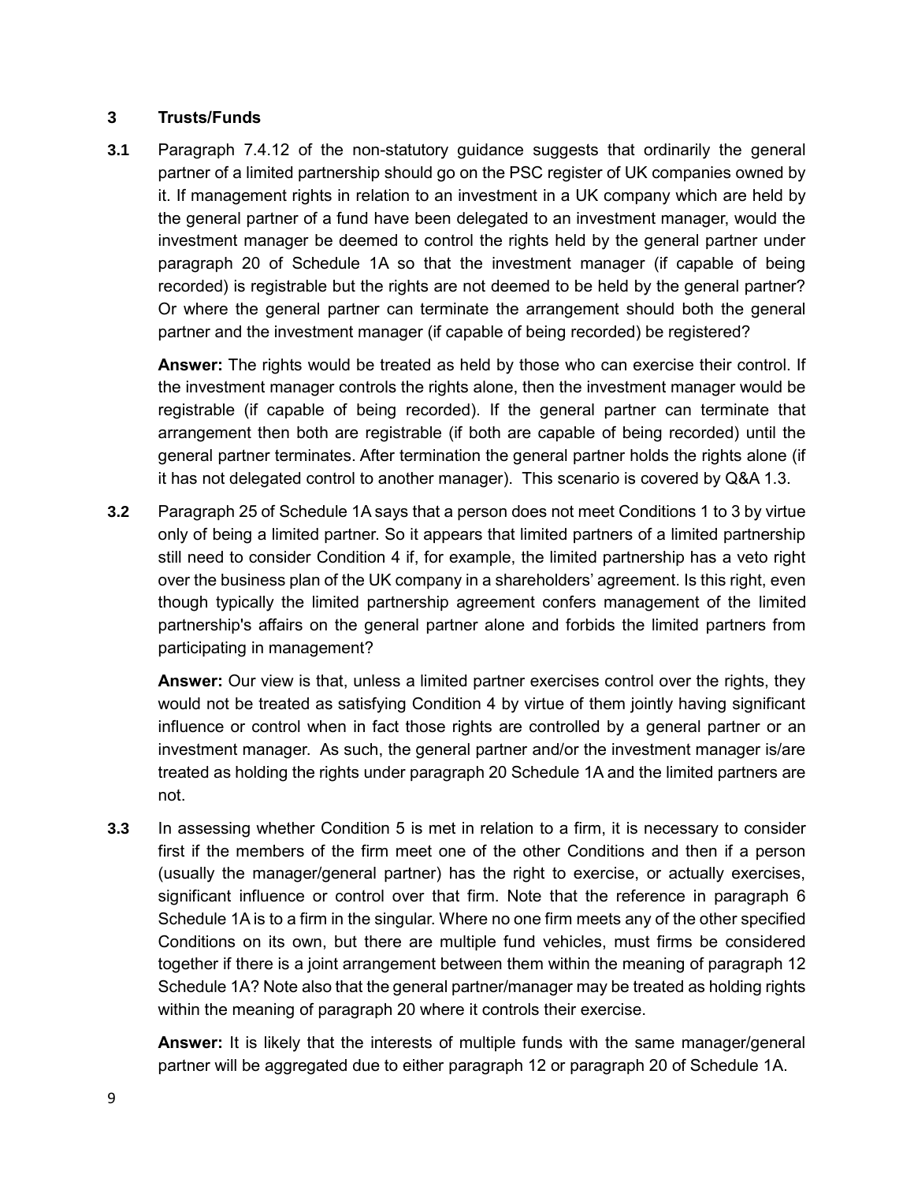## 3 Trusts/Funds

**3.1** Paragraph 7.4.12 of the non-statutory guidance suggests that ordinarily the general partner of a limited partnership should go on the PSC register of UK companies owned by it. If management rights in relation to an investment in a UK company which are held by the general partner of a fund have been delegated to an investment manager, would the investment manager be deemed to control the rights held by the general partner under paragraph 20 of Schedule 1A so that the investment manager (if capable of being recorded) is registrable but the rights are not deemed to be held by the general partner? Or where the general partner can terminate the arrangement should both the general partner and the investment manager (if capable of being recorded) be registered?

**Answer:** The rights would be treated as held by those who can exercise their control. If the investment manager controls the rights alone, then the investment manager would be registrable (if capable of being recorded). If the general partner can terminate that arrangement then both are registrable (if both are capable of being recorded) until the general partner terminates. After termination the general partner holds the rights alone (if it has not delegated control to another manager). This scenario is covered by Q&A 1.3.

**3.2** Paragraph 25 of Schedule 1A says that a person does not meet Conditions 1 to 3 by virtue only of being a limited partner. So it appears that limited partners of a limited partnership still need to consider Condition 4 if, for example, the limited partnership has a veto right over the business plan of the UK company in a shareholders' agreement. Is this right, even though typically the limited partnership agreement confers management of the limited partnership's affairs on the general partner alone and forbids the limited partners from participating in management?

**Answer:** Our view is that, unless a limited partner exercises control over the rights, they would not be treated as satisfying Condition 4 by virtue of them jointly having significant influence or control when in fact those rights are controlled by a general partner or an investment manager. As such, the general partner and/or the investment manager is/are treated as holding the rights under paragraph 20 Schedule 1A and the limited partners are not.

**3.3** In assessing whether Condition 5 is met in relation to a firm, it is necessary to consider first if the members of the firm meet one of the other Conditions and then if a person (usually the manager/general partner) has the right to exercise, or actually exercises, significant influence or control over that firm. Note that the reference in paragraph 6 Schedule 1A is to a firm in the singular. Where no one firm meets any of the other specified Conditions on its own, but there are multiple fund vehicles, must firms be considered together if there is a joint arrangement between them within the meaning of paragraph 12 Schedule 1A? Note also that the general partner/manager may be treated as holding rights within the meaning of paragraph 20 where it controls their exercise.

**Answer:** It is likely that the interests of multiple funds with the same manager/general partner will be aggregated due to either paragraph 12 or paragraph 20 of Schedule 1A.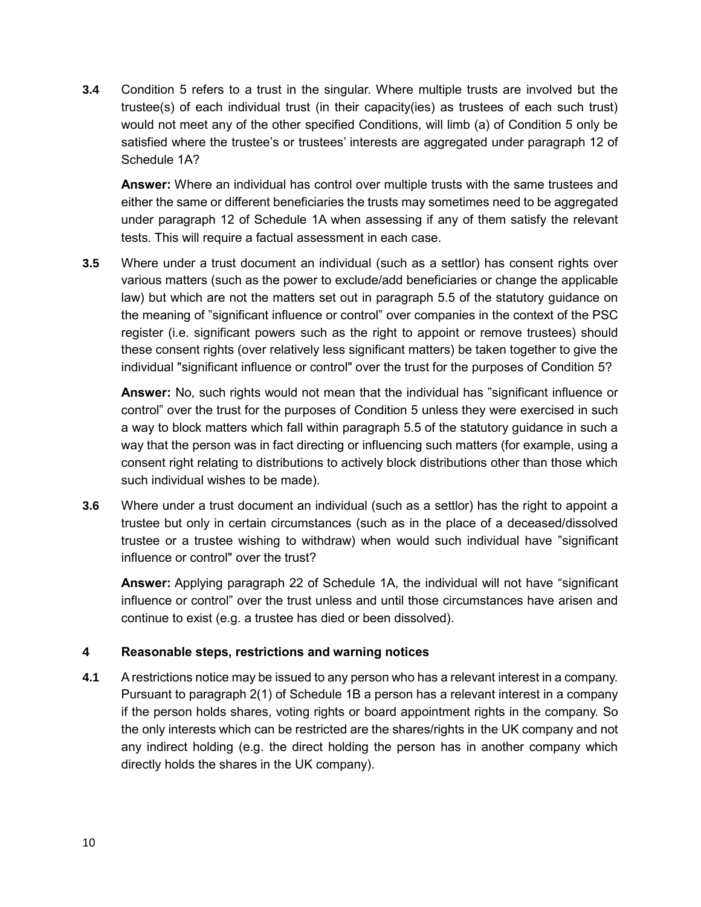**3.4** Condition 5 refers to a trust in the singular. Where multiple trusts are involved but the trustee(s) of each individual trust (in their capacity(ies) as trustees of each such trust) would not meet any of the other specified Conditions, will limb (a) of Condition 5 only be satisfied where the trustee's or trustees' interests are aggregated under paragraph 12 of Schedule 1A?

**Answer:** Where an individual has control over multiple trusts with the same trustees and either the same or different beneficiaries the trusts may sometimes need to be aggregated under paragraph 12 of Schedule 1A when assessing if any of them satisfy the relevant tests. This will require a factual assessment in each case.

**3.5** Where under a trust document an individual (such as a settlor) has consent rights over various matters (such as the power to exclude/add beneficiaries or change the applicable law) but which are not the matters set out in paragraph 5.5 of the statutory guidance on the meaning of "significant influence or control" over companies in the context of the PSC register (i.e. significant powers such as the right to appoint or remove trustees) should these consent rights (over relatively less significant matters) be taken together to give the individual "significant influence or control" over the trust for the purposes of Condition 5?

**Answer:** No, such rights would not mean that the individual has "significant influence or control" over the trust for the purposes of Condition 5 unless they were exercised in such a way to block matters which fall within paragraph 5.5 of the statutory guidance in such a way that the person was in fact directing or influencing such matters (for example, using a consent right relating to distributions to actively block distributions other than those which such individual wishes to be made).

**3.6** Where under a trust document an individual (such as a settlor) has the right to appoint a trustee but only in certain circumstances (such as in the place of a deceased/dissolved trustee or a trustee wishing to withdraw) when would such individual have "significant influence or control" over the trust?

**Answer:** Applying paragraph 22 of Schedule 1A, the individual will not have "significant influence or control" over the trust unless and until those circumstances have arisen and continue to exist (e.g. a trustee has died or been dissolved).

## 4 Reasonable steps, restrictions and warning notices

**4.1** A restrictions notice may be issued to any person who has a relevant interest in a company. Pursuant to paragraph 2(1) of Schedule 1B a person has a relevant interest in a company if the person holds shares, voting rights or board appointment rights in the company. So the only interests which can be restricted are the shares/rights in the UK company and not any indirect holding (e.g. the direct holding the person has in another company which directly holds the shares in the UK company).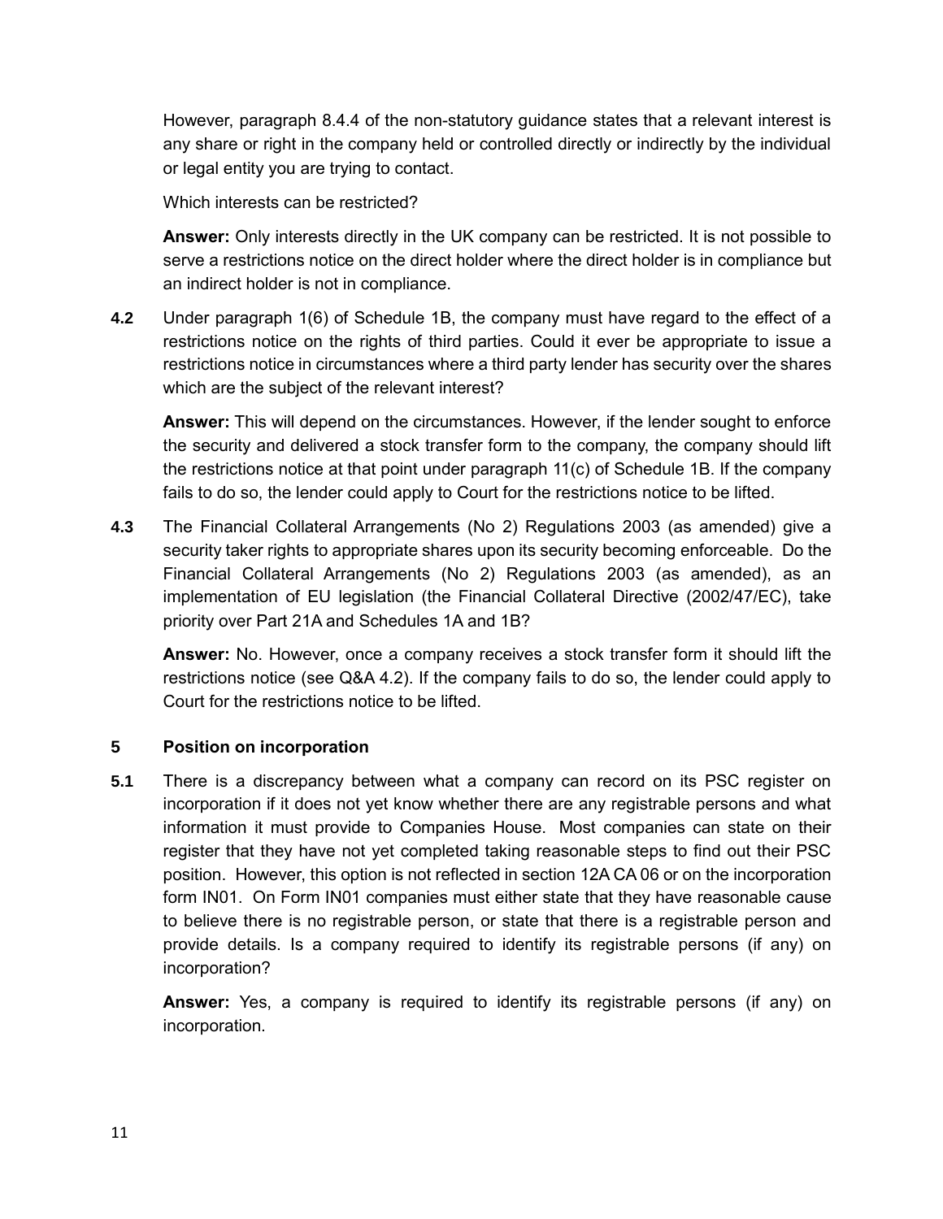However, paragraph 8.4.4 of the non-statutory guidance states that a relevant interest is any share or right in the company held or controlled directly or indirectly by the individual or legal entity you are trying to contact.

Which interests can be restricted?

**Answer:** Only interests directly in the UK company can be restricted. It is not possible to serve a restrictions notice on the direct holder where the direct holder is in compliance but an indirect holder is not in compliance.

**4.2** Under paragraph 1(6) of Schedule 1B, the company must have regard to the effect of a restrictions notice on the rights of third parties. Could it ever be appropriate to issue a restrictions notice in circumstances where a third party lender has security over the shares which are the subject of the relevant interest?

**Answer:** This will depend on the circumstances. However, if the lender sought to enforce the security and delivered a stock transfer form to the company, the company should lift the restrictions notice at that point under paragraph 11(c) of Schedule 1B. If the company fails to do so, the lender could apply to Court for the restrictions notice to be lifted.

**4.3** The Financial Collateral Arrangements (No 2) Regulations 2003 (as amended) give a security taker rights to appropriate shares upon its security becoming enforceable. Do the Financial Collateral Arrangements (No 2) Regulations 2003 (as amended), as an implementation of EU legislation (the Financial Collateral Directive (2002/47/EC), take priority over Part 21A and Schedules 1A and 1B?

**Answer:** No. However, once a company receives a stock transfer form it should lift the restrictions notice (see Q&A 4.2). If the company fails to do so, the lender could apply to Court for the restrictions notice to be lifted.

## 5 Position on incorporation

**5.1** There is a discrepancy between what a company can record on its PSC register on incorporation if it does not yet know whether there are any registrable persons and what information it must provide to Companies House. Most companies can state on their register that they have not yet completed taking reasonable steps to find out their PSC position. However, this option is not reflected in section 12A CA 06 or on the incorporation form IN01. On Form IN01 companies must either state that they have reasonable cause to believe there is no registrable person, or state that there is a registrable person and provide details. Is a company required to identify its registrable persons (if any) on incorporation?

**Answer:** Yes, a company is required to identify its registrable persons (if any) on incorporation.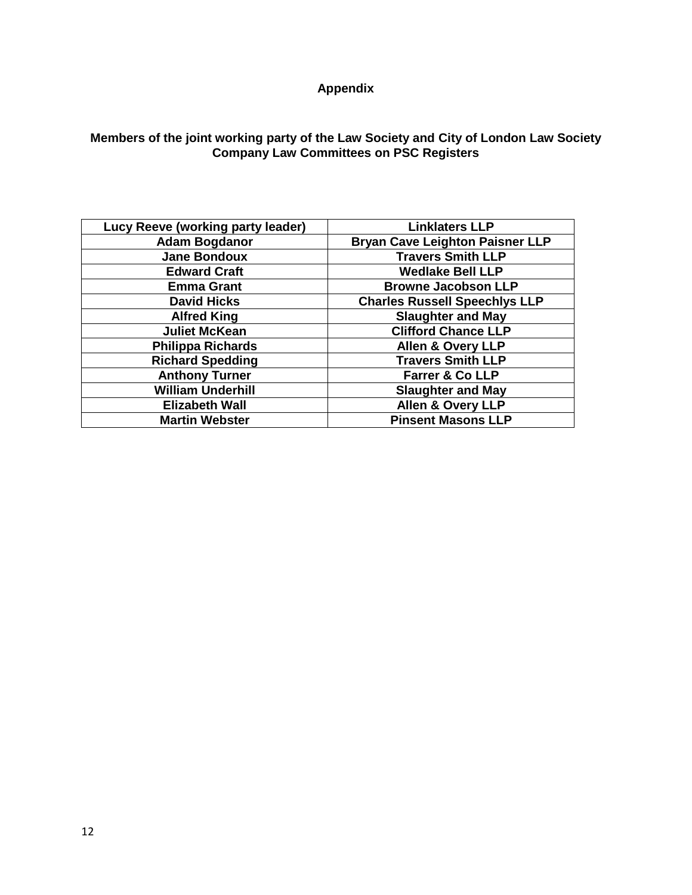# Appendix

## Members of the joint working party of the Law Society and City of London Law Society Company Law Committees on PSC Registers

| | |
|---|---|
| **Lucy Reeve (working party leader)** | **Linklaters LLP** |
| **Adam Bogdanor** | **Bryan Cave Leighton Paisner LLP** |
| **Jane Bondoux** | **Travers Smith LLP** |
| **Edward Craft** | **Wedlake Bell LLP** |
| **Emma Grant** | **Browne Jacobson LLP** |
| **David Hicks** | **Charles Russell Speechlys LLP** |
| **Alfred King** | **Slaughter and May** |
| **Juliet McKean** | **Clifford Chance LLP** |
| **Philippa Richards** | **Allen & Overy LLP** |
| **Richard Spedding** | **Travers Smith LLP** |
| **Anthony Turner** | **Farrer & Co LLP** |
| **William Underhill** | **Slaughter and May** |
| **Elizabeth Wall** | **Allen & Overy LLP** |
| **Martin Webster** | **Pinsent Masons LLP** |